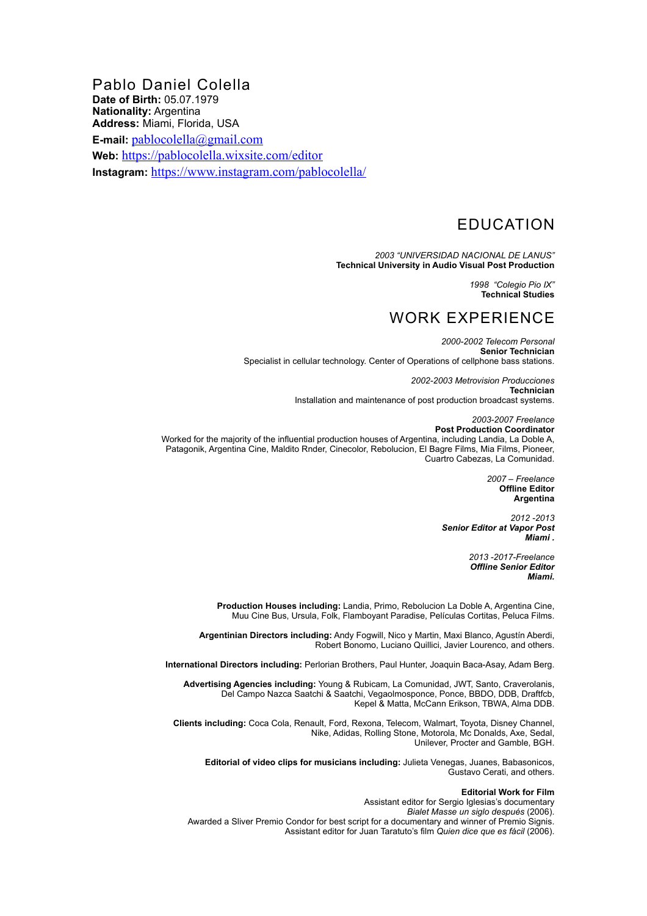# Pablo Daniel Colella

**Date of Birth:** 05.07.1979
**Nationality:** Argentina
**Address:** Miami, Florida, USA
**E-mail:** pablocolella@gmail.com
**Web:** https://pablocolella.wixsite.com/editor
**Instagram:** https://www.instagram.com/pablocolella/

## EDUCATION

*2003 "UNIVERSIDAD NACIONAL DE LANUS"*
**Technical University in Audio Visual Post Production**

*1998 "Colegio Pio IX"*
**Technical Studies**

## WORK EXPERIENCE

*2000-2002 Telecom Personal*
**Senior Technician**
Specialist in cellular technology. Center of Operations of cellphone bass stations.

*2002-2003 Metrovision Producciones*
**Technician**
Installation and maintenance of post production broadcast systems.

*2003-2007 Freelance*
**Post Production Coordinator**
Worked for the majority of the influential production houses of Argentina, including Landia, La Doble A, Patagonik, Argentina Cine, Maldito Rnder, Cinecolor, Rebolucion, El Bagre Films, Mia Films, Pioneer, Cuartro Cabezas, La Comunidad.

*2007 – Freelance*
**Offline Editor**
**Argentina**

*2012 -2013*
***Senior Editor at Vapor Post***
***Miami .***

*2013 -2017-Freelance*
***Offline Senior Editor***
***Miami.***

**Production Houses including:** Landia, Primo, Rebolucion La Doble A, Argentina Cine, Muu Cine Bus, Ursula, Folk, Flamboyant Paradise, Películas Cortitas, Peluca Films.

**Argentinian Directors including:** Andy Fogwill, Nico y Martin, Maxi Blanco, Agustín Aberdi, Robert Bonomo, Luciano Quillici, Javier Lourenco, and others.

**International Directors including:** Perlorian Brothers, Paul Hunter, Joaquin Baca-Asay, Adam Berg.

**Advertising Agencies including:** Young & Rubicam, La Comunidad, JWT, Santo, Craverolanis, Del Campo Nazca Saatchi & Saatchi, Vegaolmosponce, Ponce, BBDO, DDB, Draftfcb, Kepel & Matta, McCann Erikson, TBWA, Alma DDB.

**Clients including:** Coca Cola, Renault, Ford, Rexona, Telecom, Walmart, Toyota, Disney Channel, Nike, Adidas, Rolling Stone, Motorola, Mc Donalds, Axe, Sedal, Unilever, Procter and Gamble, BGH.

**Editorial of video clips for musicians including:** Julieta Venegas, Juanes, Babasonicos, Gustavo Cerati, and others.

**Editorial Work for Film**
Assistant editor for Sergio Iglesias's documentary *Bialet Masse un siglo después* (2006).
Awarded a Sliver Premio Condor for best script for a documentary and winner of Premio Signis.
Assistant editor for Juan Taratuto's film *Quien dice que es fácil* (2006).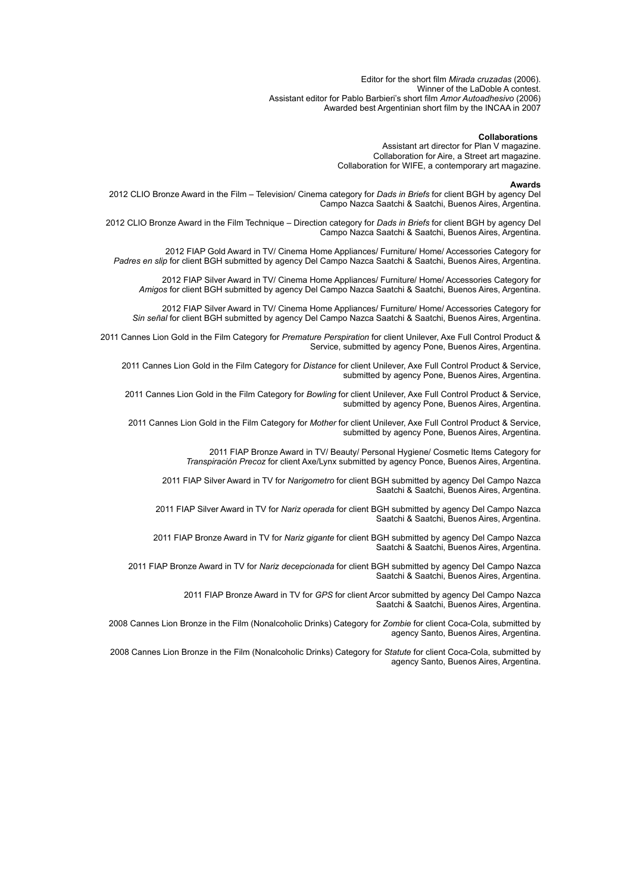Editor for the short film *Mirada cruzadas* (2006).
Winner of the LaDoble A contest.
Assistant editor for Pablo Barbieri's short film *Amor Autoadhesivo* (2006)
Awarded best Argentinian short film by the INCAA in 2007

**Collaborations**

Assistant art director for Plan V magazine.
Collaboration for Aire, a Street art magazine.
Collaboration for WIFE, a contemporary art magazine.

**Awards**

2012 CLIO Bronze Award in the Film – Television/ Cinema category for *Dads in Briefs* for client BGH by agency Del Campo Nazca Saatchi & Saatchi, Buenos Aires, Argentina.

2012 CLIO Bronze Award in the Film Technique – Direction category for *Dads in Briefs* for client BGH by agency Del Campo Nazca Saatchi & Saatchi, Buenos Aires, Argentina.

2012 FIAP Gold Award in TV/ Cinema Home Appliances/ Furniture/ Home/ Accessories Category for *Padres en slip* for client BGH submitted by agency Del Campo Nazca Saatchi & Saatchi, Buenos Aires, Argentina.

2012 FIAP Silver Award in TV/ Cinema Home Appliances/ Furniture/ Home/ Accessories Category for *Amigos* for client BGH submitted by agency Del Campo Nazca Saatchi & Saatchi, Buenos Aires, Argentina.

2012 FIAP Silver Award in TV/ Cinema Home Appliances/ Furniture/ Home/ Accessories Category for *Sin señal* for client BGH submitted by agency Del Campo Nazca Saatchi & Saatchi, Buenos Aires, Argentina.

2011 Cannes Lion Gold in the Film Category for *Premature Perspiration* for client Unilever, Axe Full Control Product & Service, submitted by agency Pone, Buenos Aires, Argentina.

2011 Cannes Lion Gold in the Film Category for *Distance* for client Unilever, Axe Full Control Product & Service, submitted by agency Pone, Buenos Aires, Argentina.

2011 Cannes Lion Gold in the Film Category for *Bowling* for client Unilever, Axe Full Control Product & Service, submitted by agency Pone, Buenos Aires, Argentina.

2011 Cannes Lion Gold in the Film Category for *Mother* for client Unilever, Axe Full Control Product & Service, submitted by agency Pone, Buenos Aires, Argentina.

2011 FIAP Bronze Award in TV/ Beauty/ Personal Hygiene/ Cosmetic Items Category for *Transpiración Precoz* for client Axe/Lynx submitted by agency Ponce, Buenos Aires, Argentina.

2011 FIAP Silver Award in TV for *Narigometro* for client BGH submitted by agency Del Campo Nazca Saatchi & Saatchi, Buenos Aires, Argentina.

2011 FIAP Silver Award in TV for *Nariz operada* for client BGH submitted by agency Del Campo Nazca Saatchi & Saatchi, Buenos Aires, Argentina.

2011 FIAP Bronze Award in TV for *Nariz gigante* for client BGH submitted by agency Del Campo Nazca Saatchi & Saatchi, Buenos Aires, Argentina.

2011 FIAP Bronze Award in TV for *Nariz decepcionada* for client BGH submitted by agency Del Campo Nazca Saatchi & Saatchi, Buenos Aires, Argentina.

2011 FIAP Bronze Award in TV for *GPS* for client Arcor submitted by agency Del Campo Nazca Saatchi & Saatchi, Buenos Aires, Argentina.

2008 Cannes Lion Bronze in the Film (Nonalcoholic Drinks) Category for *Zombie* for client Coca-Cola, submitted by agency Santo, Buenos Aires, Argentina.

2008 Cannes Lion Bronze in the Film (Nonalcoholic Drinks) Category for *Statute* for client Coca-Cola, submitted by agency Santo, Buenos Aires, Argentina.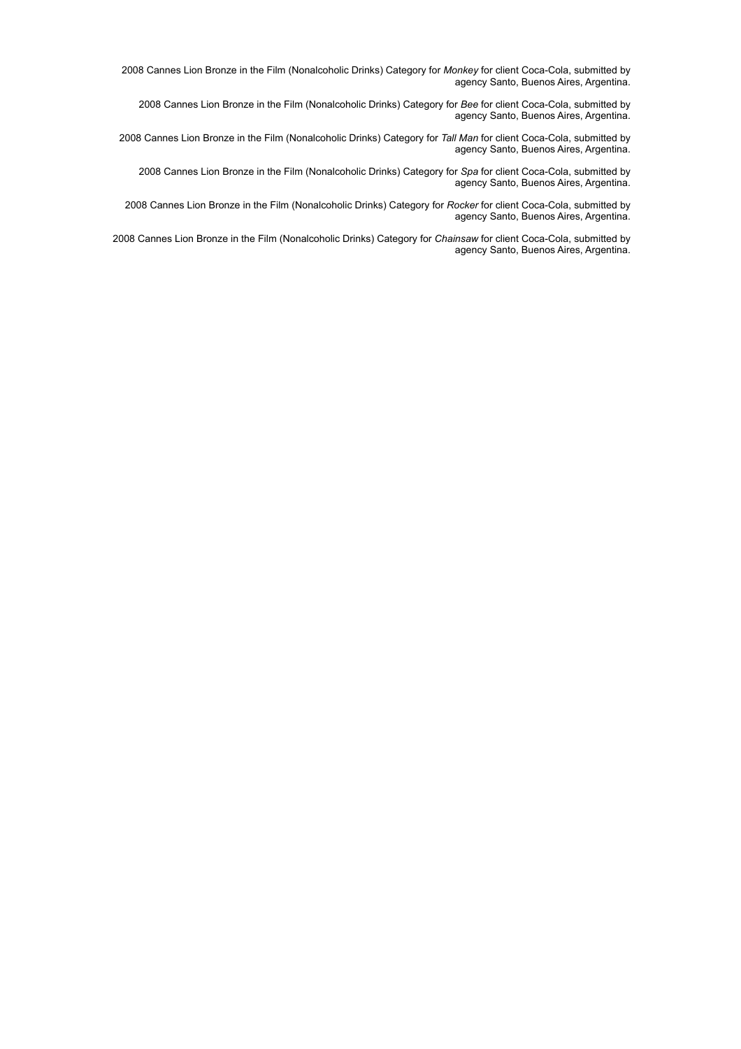2008 Cannes Lion Bronze in the Film (Nonalcoholic Drinks) Category for *Monkey* for client Coca-Cola, submitted by agency Santo, Buenos Aires, Argentina.

2008 Cannes Lion Bronze in the Film (Nonalcoholic Drinks) Category for *Bee* for client Coca-Cola, submitted by agency Santo, Buenos Aires, Argentina.

2008 Cannes Lion Bronze in the Film (Nonalcoholic Drinks) Category for *Tall Man* for client Coca-Cola, submitted by agency Santo, Buenos Aires, Argentina.

2008 Cannes Lion Bronze in the Film (Nonalcoholic Drinks) Category for *Spa* for client Coca-Cola, submitted by agency Santo, Buenos Aires, Argentina.

2008 Cannes Lion Bronze in the Film (Nonalcoholic Drinks) Category for *Rocker* for client Coca-Cola, submitted by agency Santo, Buenos Aires, Argentina.

2008 Cannes Lion Bronze in the Film (Nonalcoholic Drinks) Category for *Chainsaw* for client Coca-Cola, submitted by agency Santo, Buenos Aires, Argentina.